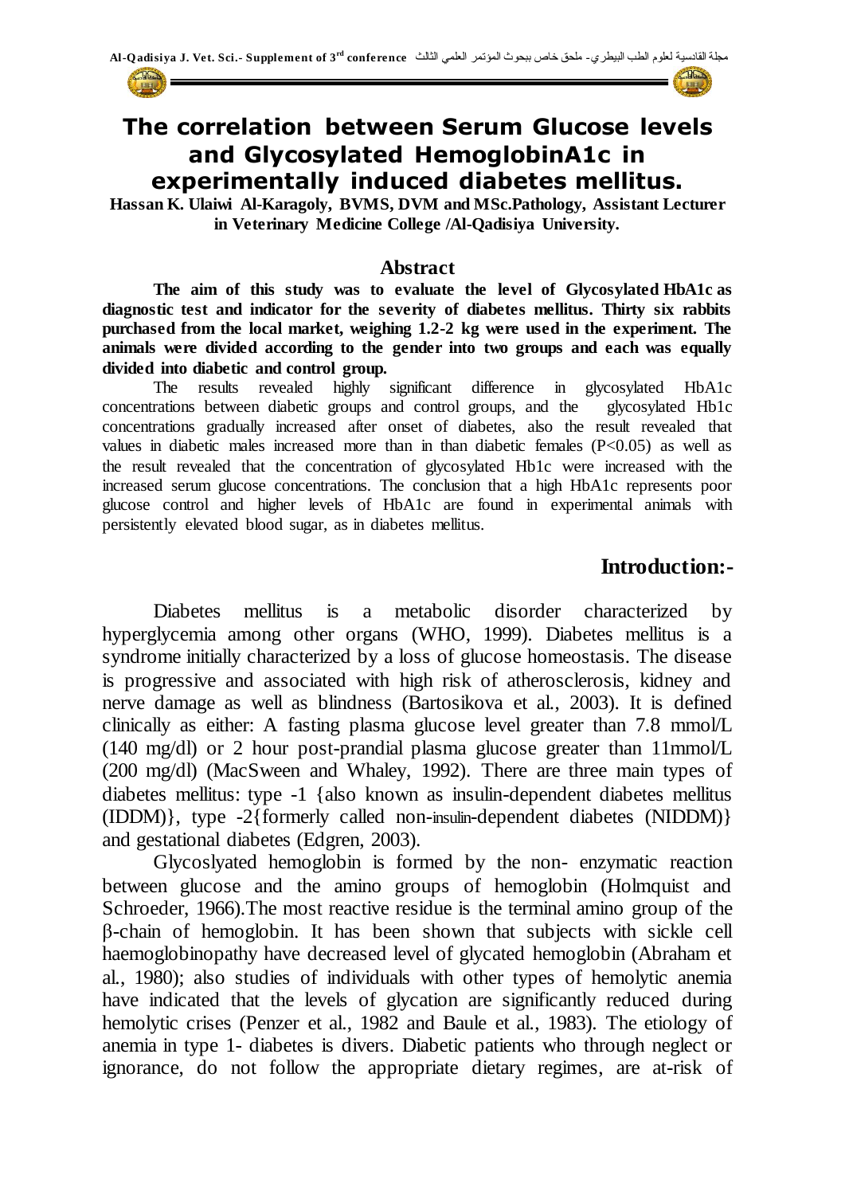# The correlation between Serum Glucose levels and Glycosylated HemoglobinA1c in experimentally induced diabetes mellitus.

**Hassan K. Ulaiwi Al-Karagoly, BVMS, DVM and MSc.Pathology, Assistant Lecturer in Veterinary Medicine College /Al-Qadisiya University.**

## Abstract

**The aim of this study was to evaluate the level of Glycosylated HbA1c as diagnostic test and indicator for the severity of diabetes mellitus. Thirty six rabbits purchased from the local market, weighing 1.2-2 kg were used in the experiment. The animals were divided according to the gender into two groups and each was equally divided into diabetic and control group.**

The results revealed highly significant difference in glycosylated HbA1c concentrations between diabetic groups and control groups, and the glycosylated Hb1c concentrations gradually increased after onset of diabetes, also the result revealed that values in diabetic males increased more than in than diabetic females ($P<0.05$) as well as the result revealed that the concentration of glycosylated Hb1c were increased with the increased serum glucose concentrations. The conclusion that a high HbA1c represents poor glucose control and higher levels of HbA1c are found in experimental animals with persistently elevated blood sugar, as in diabetes mellitus.

## Introduction:-

Diabetes mellitus is a metabolic disorder characterized by hyperglycemia among other organs (WHO, 1999). Diabetes mellitus is a syndrome initially characterized by a loss of glucose homeostasis. The disease is progressive and associated with high risk of atherosclerosis, kidney and nerve damage as well as blindness (Bartosikova et al., 2003). It is defined clinically as either: A fasting plasma glucose level greater than 7.8 mmol/L (140 mg/dl) or 2 hour post-prandial plasma glucose greater than 11mmol/L (200 mg/dl) (MacSween and Whaley, 1992). There are three main types of diabetes mellitus: type -1 {also known as insulin-dependent diabetes mellitus (IDDM)}, type -2{formerly called non-insulin-dependent diabetes (NIDDM)} and gestational diabetes (Edgren, 2003).

Glycoslyated hemoglobin is formed by the non- enzymatic reaction between glucose and the amino groups of hemoglobin (Holmquist and Schroeder, 1966).The most reactive residue is the terminal amino group of the β-chain of hemoglobin. It has been shown that subjects with sickle cell haemoglobinopathy have decreased level of glycated hemoglobin (Abraham et al., 1980); also studies of individuals with other types of hemolytic anemia have indicated that the levels of glycation are significantly reduced during hemolytic crises (Penzer et al., 1982 and Baule et al., 1983). The etiology of anemia in type 1- diabetes is divers. Diabetic patients who through neglect or ignorance, do not follow the appropriate dietary regimes, are at-risk of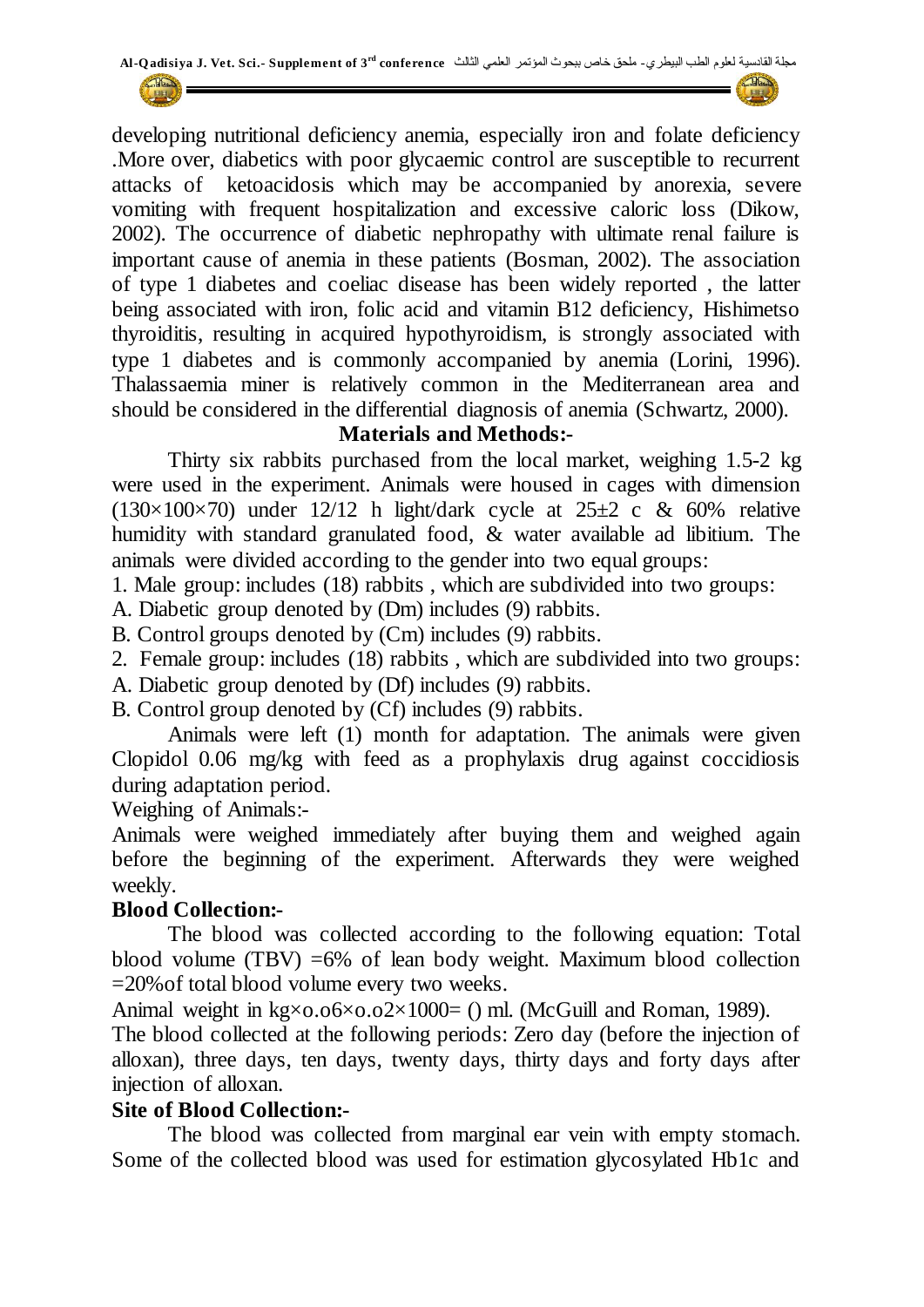developing nutritional deficiency anemia, especially iron and folate deficiency .More over, diabetics with poor glycaemic control are susceptible to recurrent attacks of ketoacidosis which may be accompanied by anorexia, severe vomiting with frequent hospitalization and excessive caloric loss (Dikow, 2002). The occurrence of diabetic nephropathy with ultimate renal failure is important cause of anemia in these patients (Bosman, 2002). The association of type 1 diabetes and coeliac disease has been widely reported , the latter being associated with iron, folic acid and vitamin B12 deficiency, Hishimetso thyroiditis, resulting in acquired hypothyroidism, is strongly associated with type 1 diabetes and is commonly accompanied by anemia (Lorini, 1996). Thalassaemia miner is relatively common in the Mediterranean area and should be considered in the differential diagnosis of anemia (Schwartz, 2000).

## Materials and Methods:-

Thirty six rabbits purchased from the local market, weighing 1.5-2 kg were used in the experiment. Animals were housed in cages with dimension (130×100×70) under 12/12 h light/dark cycle at 25±2 c & 60% relative humidity with standard granulated food, & water available ad libitium. The animals were divided according to the gender into two equal groups:

1. Male group: includes (18) rabbits , which are subdivided into two groups:
   A. Diabetic group denoted by (Dm) includes (9) rabbits.
   B. Control groups denoted by (Cm) includes (9) rabbits.
2. Female group: includes (18) rabbits , which are subdivided into two groups:
   A. Diabetic group denoted by (Df) includes (9) rabbits.
   B. Control group denoted by (Cf) includes (9) rabbits.

Animals were left (1) month for adaptation. The animals were given Clopidol 0.06 mg/kg with feed as a prophylaxis drug against coccidiosis during adaptation period.

Weighing of Animals:-

Animals were weighed immediately after buying them and weighed again before the beginning of the experiment. Afterwards they were weighed weekly.

### Blood Collection:-

The blood was collected according to the following equation: Total blood volume (TBV) =6% of lean body weight. Maximum blood collection =20%of total blood volume every two weeks.

Animal weight in kg×o.o6×o.o2×1000= () ml. (McGuill and Roman, 1989).

The blood collected at the following periods: Zero day (before the injection of alloxan), three days, ten days, twenty days, thirty days and forty days after injection of alloxan.

### Site of Blood Collection:-

The blood was collected from marginal ear vein with empty stomach. Some of the collected blood was used for estimation glycosylated Hb1c and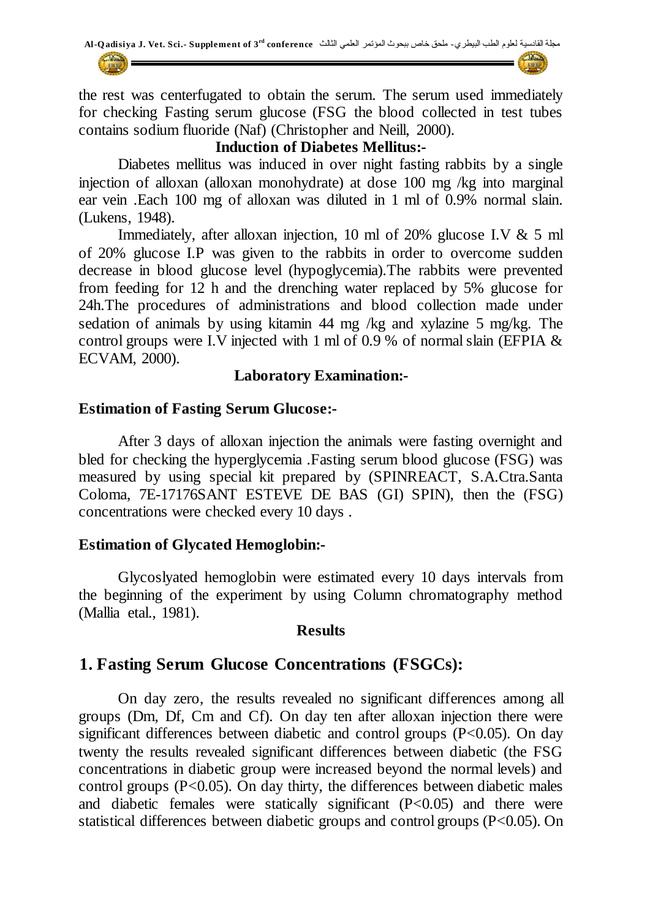the rest was centerfugated to obtain the serum. The serum used immediately for checking Fasting serum glucose (FSG the blood collected in test tubes contains sodium fluoride (Naf) (Christopher and Neill, 2000).

**Induction of Diabetes Mellitus:-**

Diabetes mellitus was induced in over night fasting rabbits by a single injection of alloxan (alloxan monohydrate) at dose 100 mg /kg into marginal ear vein .Each 100 mg of alloxan was diluted in 1 ml of 0.9% normal slain. (Lukens, 1948).

Immediately, after alloxan injection, 10 ml of 20% glucose I.V & 5 ml of 20% glucose I.P was given to the rabbits in order to overcome sudden decrease in blood glucose level (hypoglycemia).The rabbits were prevented from feeding for 12 h and the drenching water replaced by 5% glucose for 24h.The procedures of administrations and blood collection made under sedation of animals by using kitamin 44 mg /kg and xylazine 5 mg/kg. The control groups were I.V injected with 1 ml of 0.9 % of normal slain (EFPIA & ECVAM, 2000).

**Laboratory Examination:-**

**Estimation of Fasting Serum Glucose:-**

After 3 days of alloxan injection the animals were fasting overnight and bled for checking the hyperglycemia .Fasting serum blood glucose (FSG) was measured by using special kit prepared by (SPINREACT, S.A.Ctra.Santa Coloma, 7E-17176SANT ESTEVE DE BAS (GI) SPIN), then the (FSG) concentrations were checked every 10 days .

**Estimation of Glycated Hemoglobin:-**

Glycoslyated hemoglobin were estimated every 10 days intervals from the beginning of the experiment by using Column chromatography method (Mallia etal., 1981).

**Results**

## 1. Fasting Serum Glucose Concentrations (FSGCs):

On day zero, the results revealed no significant differences among all groups (Dm, Df, Cm and Cf). On day ten after alloxan injection there were significant differences between diabetic and control groups ($P<0.05$). On day twenty the results revealed significant differences between diabetic (the FSG concentrations in diabetic group were increased beyond the normal levels) and control groups ($P<0.05$). On day thirty, the differences between diabetic males and diabetic females were statically significant ($P<0.05$) and there were statistical differences between diabetic groups and control groups ($P<0.05$). On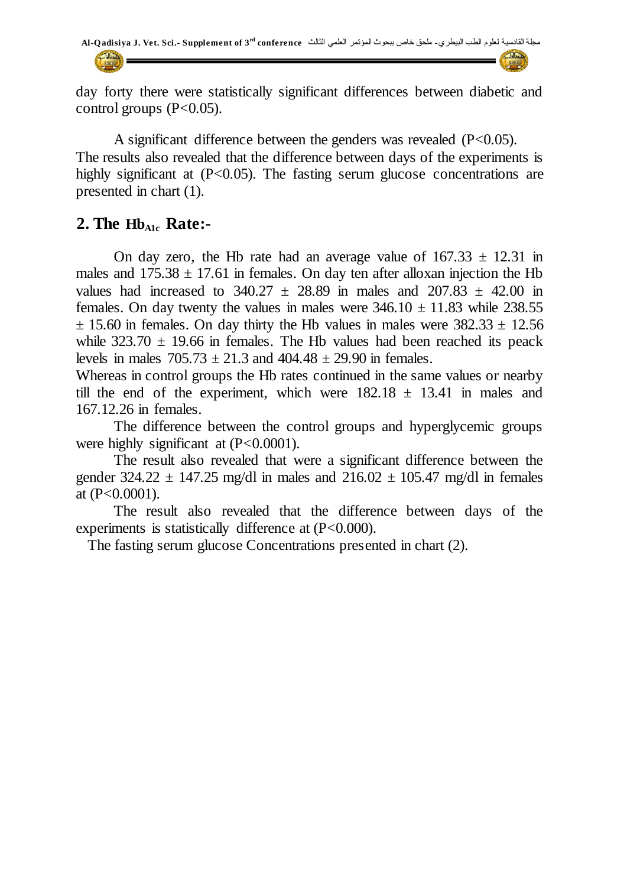day forty there were statistically significant differences between diabetic and control groups ($P<0.05$).

A significant difference between the genders was revealed ($P<0.05$). The results also revealed that the difference between days of the experiments is highly significant at ($P<0.05$). The fasting serum glucose concentrations are presented in chart (1).

## 2. The $Hb_{A1c}$ Rate:-

On day zero, the Hb rate had an average value of $167.33 \pm 12.31$ in males and $175.38 \pm 17.61$ in females. On day ten after alloxan injection the Hb values had increased to $340.27 \pm 28.89$ in males and $207.83 \pm 42.00$ in females. On day twenty the values in males were $346.10 \pm 11.83$ while $238.55 \pm 15.60$ in females. On day thirty the Hb values in males were $382.33 \pm 12.56$ while $323.70 \pm 19.66$ in females. The Hb values had been reached its peack levels in males $705.73 \pm 21.3$ and $404.48 \pm 29.90$ in females.

Whereas in control groups the Hb rates continued in the same values or nearby till the end of the experiment, which were $182.18 \pm 13.41$ in males and 167.12.26 in females.

The difference between the control groups and hyperglycemic groups were highly significant at ($P<0.0001$).

The result also revealed that were a significant difference between the gender $324.22 \pm 147.25$ mg/dl in males and $216.02 \pm 105.47$ mg/dl in females at ($P<0.0001$).

The result also revealed that the difference between days of the experiments is statistically difference at ($P<0.000$).

The fasting serum glucose Concentrations presented in chart (2).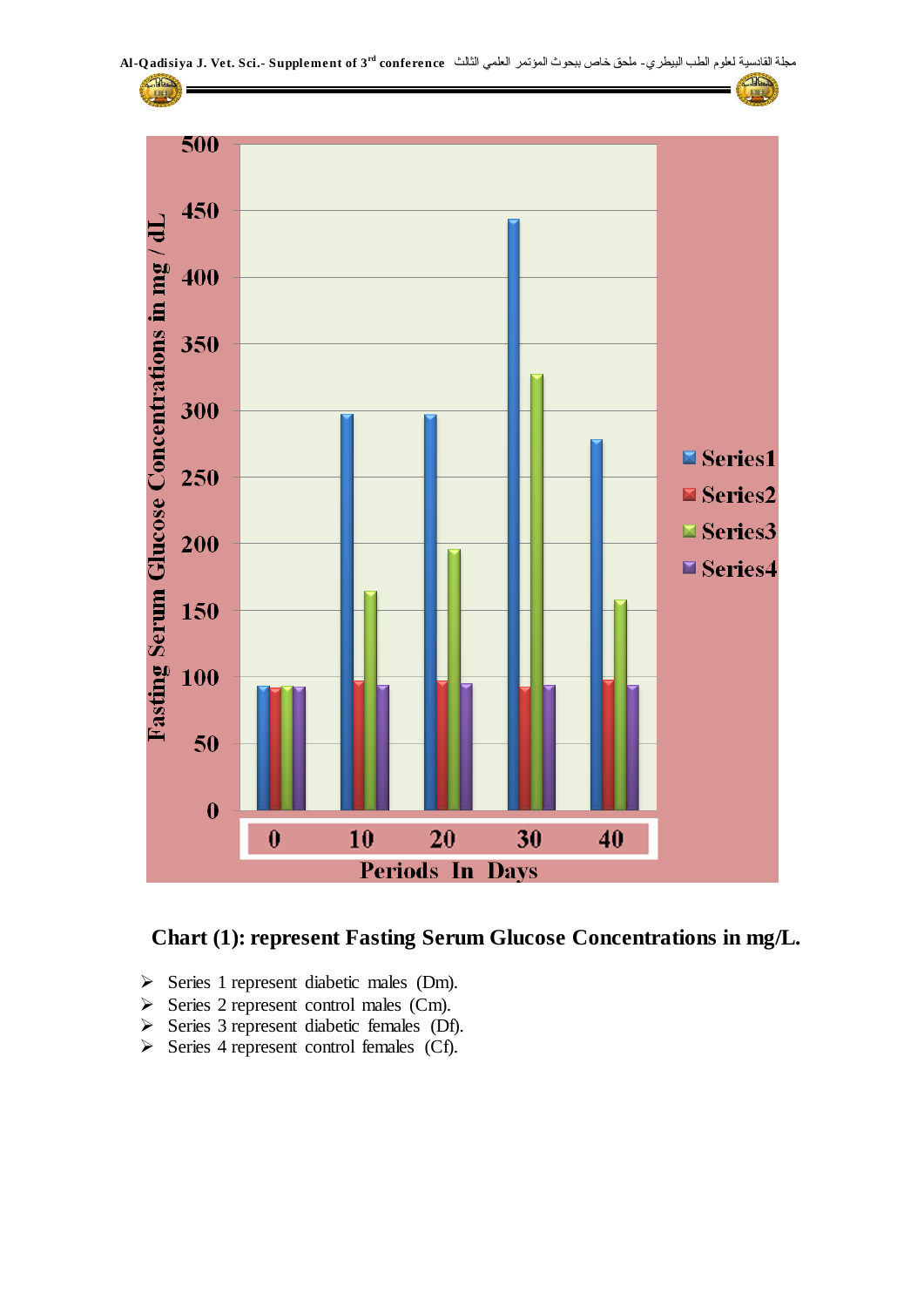Chart (1): represent Fasting Serum Glucose Concentrations in mg/L.

- Series 1 represent diabetic males (Dm).
- Series 2 represent control males (Cm).
- Series 3 represent diabetic females (Df).
- Series 4 represent control females (Cf).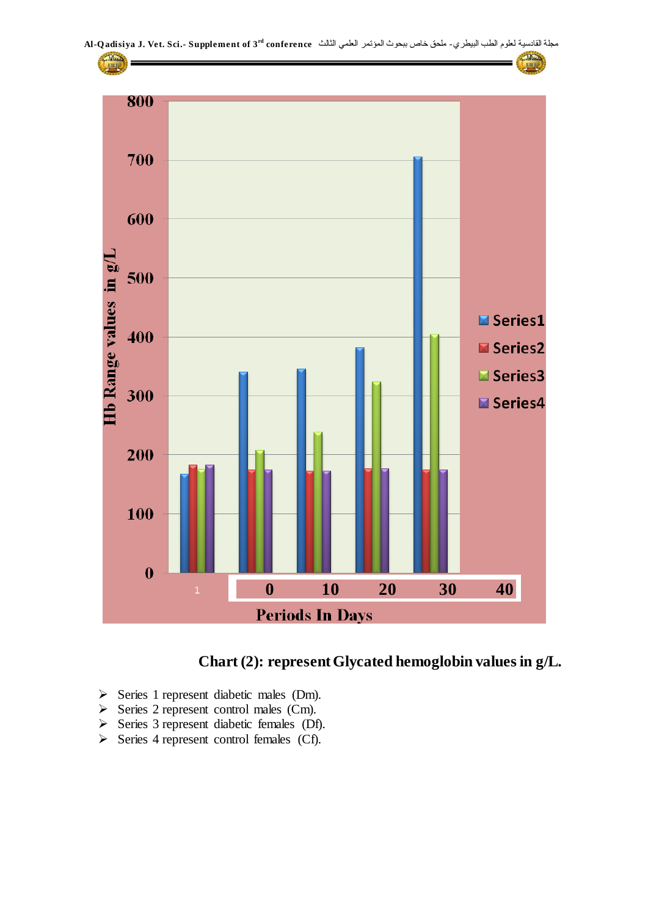**Chart (2): represent Glycated hemoglobin values in g/L.**

- Series 1 represent diabetic males (Dm).
- Series 2 represent control males (Cm).
- Series 3 represent diabetic females (Df).
- Series 4 represent control females (Cf).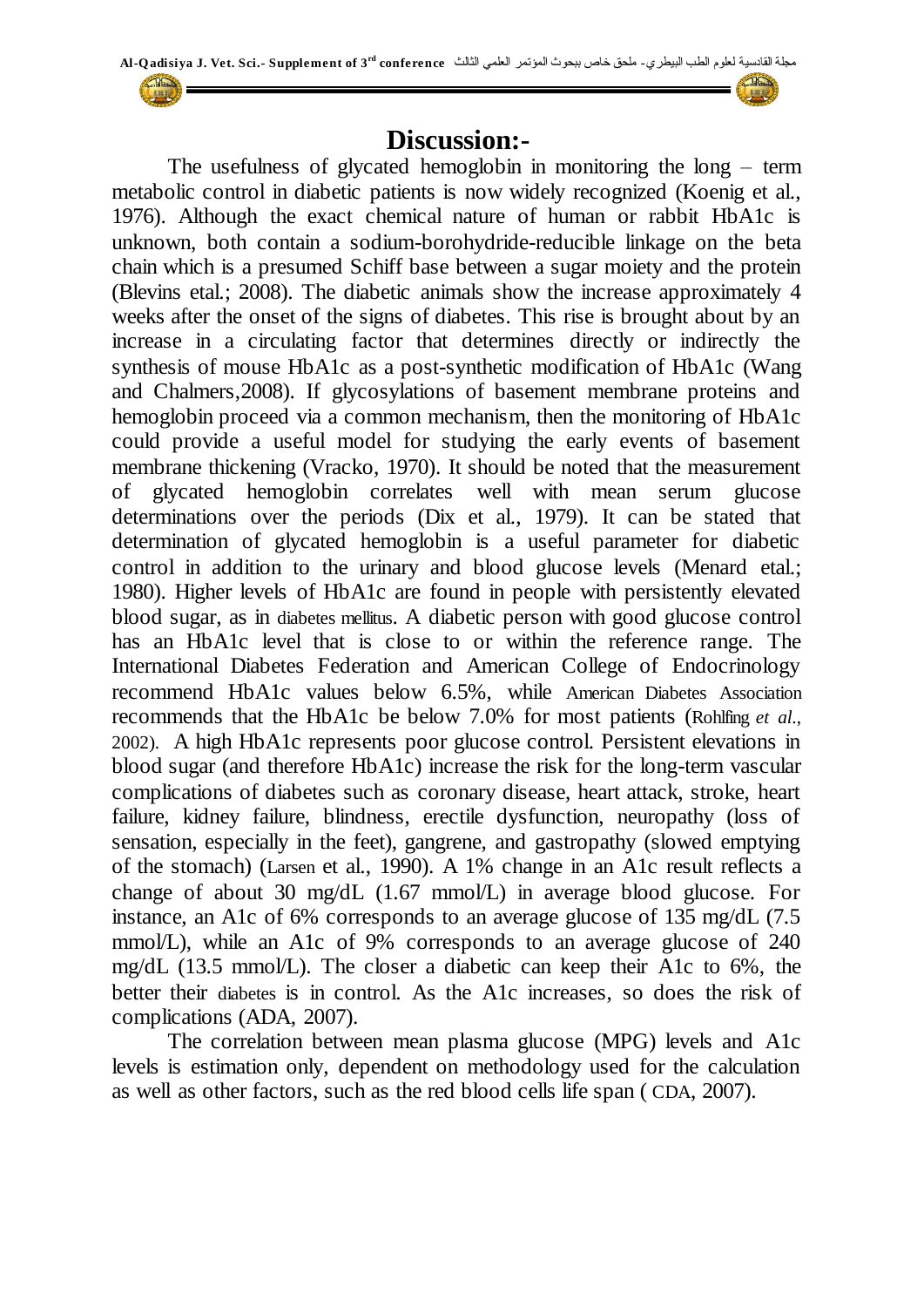## Discussion:-

The usefulness of glycated hemoglobin in monitoring the long – term metabolic control in diabetic patients is now widely recognized (Koenig et al., 1976). Although the exact chemical nature of human or rabbit HbA1c is unknown, both contain a sodium-borohydride-reducible linkage on the beta chain which is a presumed Schiff base between a sugar moiety and the protein (Blevins etal.; 2008). The diabetic animals show the increase approximately 4 weeks after the onset of the signs of diabetes. This rise is brought about by an increase in a circulating factor that determines directly or indirectly the synthesis of mouse HbA1c as a post-synthetic modification of HbA1c (Wang and Chalmers,2008). If glycosylations of basement membrane proteins and hemoglobin proceed via a common mechanism, then the monitoring of HbA1c could provide a useful model for studying the early events of basement membrane thickening (Vracko, 1970). It should be noted that the measurement of glycated hemoglobin correlates well with mean serum glucose determinations over the periods (Dix et al., 1979). It can be stated that determination of glycated hemoglobin is a useful parameter for diabetic control in addition to the urinary and blood glucose levels (Menard etal.; 1980). Higher levels of HbA1c are found in people with persistently elevated blood sugar, as in diabetes mellitus. A diabetic person with good glucose control has an HbA1c level that is close to or within the reference range. The International Diabetes Federation and American College of Endocrinology recommend HbA1c values below 6.5%, while American Diabetes Association recommends that the HbA1c be below 7.0% for most patients (Rohlfing *et al*., 2002). A high HbA1c represents poor glucose control. Persistent elevations in blood sugar (and therefore HbA1c) increase the risk for the long-term vascular complications of diabetes such as coronary disease, heart attack, stroke, heart failure, kidney failure, blindness, erectile dysfunction, neuropathy (loss of sensation, especially in the feet), gangrene, and gastropathy (slowed emptying of the stomach) (Larsen et al., 1990). A 1% change in an A1c result reflects a change of about 30 mg/dL (1.67 mmol/L) in average blood glucose. For instance, an A1c of 6% corresponds to an average glucose of 135 mg/dL (7.5 mmol/L), while an A1c of 9% corresponds to an average glucose of 240 mg/dL (13.5 mmol/L). The closer a diabetic can keep their A1c to 6%, the better their diabetes is in control. As the A1c increases, so does the risk of complications (ADA, 2007).

The correlation between mean plasma glucose (MPG) levels and A1c levels is estimation only, dependent on methodology used for the calculation as well as other factors, such as the red blood cells life span ( CDA, 2007).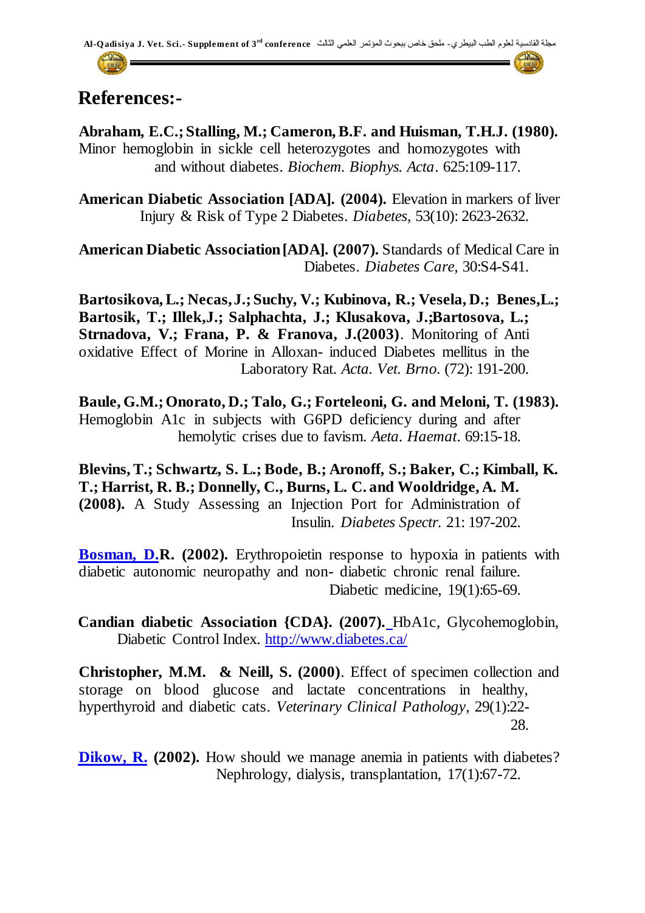## References:-

**Abraham, E.C.; Stalling, M.; Cameron, B.F. and Huisman, T.H.J. (1980).** Minor hemoglobin in sickle cell heterozygotes and homozygotes with and without diabetes. *Biochem. Biophys. Acta*. 625:109-117.

**American Diabetic Association [ADA]. (2004).** Elevation in markers of liver Injury & Risk of Type 2 Diabetes. *Diabetes*, 53(10): 2623-2632.

**American Diabetic Association [ADA]. (2007).** Standards of Medical Care in Diabetes. *Diabetes Care*, 30:S4-S41.

**Bartosikova, L.; Necas, J.; Suchy, V.; Kubinova, R.; Vesela, D.; Benes, L.; Bartosik, T.; Illek, J.; Salphachta, J.; Klusakova, J.; Bartosova, L.; Strnadova, V.; Frana, P. & Franova, J.(2003)**. Monitoring of Anti oxidative Effect of Morine in Alloxan- induced Diabetes mellitus in the Laboratory Rat. *Acta. Vet. Brno*. (72): 191-200.

**Baule, G.M.; Onorato, D.; Talo, G.; Forteleoni, G. and Meloni, T. (1983).** Hemoglobin A1c in subjects with G6PD deficiency during and after hemolytic crises due to favism. *Aeta. Haemat*. 69:15-18.

**Blevins, T.; Schwartz, S. L.; Bode, B.; Aronoff, S.; Baker, C.; Kimball, K. T.; Harrist, R. B.; Donnelly, C., Burns, L. C. and Wooldridge, A. M. (2008).** A Study Assessing an Injection Port for Administration of Insulin. *Diabetes Spectr.* 21: 197-202.

**Bosman, D.R. (2002).** Erythropoietin response to hypoxia in patients with diabetic autonomic neuropathy and non- diabetic chronic renal failure. Diabetic medicine, 19(1):65-69.

**Candian diabetic Association {CDA}. (2007).** HbA1c, Glycohemoglobin, Diabetic Control Index. http://www.diabetes.ca/

**Christopher, M.M. & Neill, S. (2000)**. Effect of specimen collection and storage on blood glucose and lactate concentrations in healthy, hyperthyroid and diabetic cats. *Veterinary Clinical Pathology*, 29(1):22-28.

**Dikow, R. (2002).** How should we manage anemia in patients with diabetes? Nephrology, dialysis, transplantation, 17(1):67-72.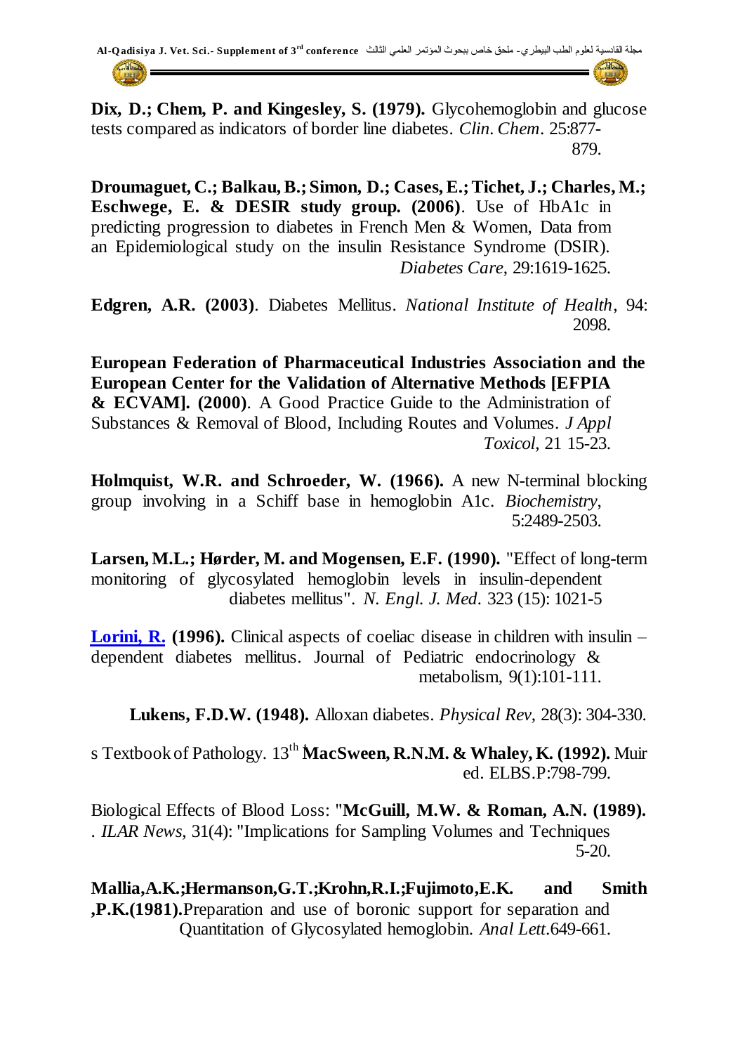**Dix, D.; Chem, P. and Kingesley, S. (1979).** Glycohemoglobin and glucose tests compared as indicators of border line diabetes. *Clin. Chem*. 25:877-879.

**Droumaguet, C.; Balkau, B.; Simon, D.; Cases, E.; Tichet, J.; Charles, M.; Eschwege, E. & DESIR study group. (2006)**. Use of HbA1c in predicting progression to diabetes in French Men & Women, Data from an Epidemiological study on the insulin Resistance Syndrome (DSIR). *Diabetes Care*, 29:1619-1625.

**Edgren, A.R. (2003)**. Diabetes Mellitus. *National Institute of Health*, 94: 2098.

**European Federation of Pharmaceutical Industries Association and the European Center for the Validation of Alternative Methods [EFPIA & ECVAM]. (2000)**. A Good Practice Guide to the Administration of Substances & Removal of Blood, Including Routes and Volumes. *J Appl Toxicol*, 21 15-23.

**Holmquist, W.R. and Schroeder, W. (1966).** A new N-terminal blocking group involving in a Schiff base in hemoglobin A1c. *Biochemistry*, 5:2489-2503.

**Larsen, M.L.; Hørder, M. and Mogensen, E.F. (1990).** "Effect of long-term monitoring of glycosylated hemoglobin levels in insulin-dependent diabetes mellitus". *N. Engl. J. Med*. 323 (15): 1021-5

**Lorini, R. (1996).** Clinical aspects of coeliac disease in children with insulin – dependent diabetes mellitus. Journal of Pediatric endocrinology & metabolism, 9(1):101-111.

**Lukens, F.D.W. (1948).** Alloxan diabetes. *Physical Rev*, 28(3): 304-330.

**MacSween, R.N.M. & Whaley, K. (1992).** Muir s Textbook of Pathology. 13th ed. ELBS.P:798-799.

**McGuill, M.W. & Roman, A.N. (1989).** "Biological Effects of Blood Loss: Implications for Sampling Volumes and Techniques". *ILAR News*, 31(4): 5-20.

**Mallia, A.K.; Hermanson, G.T.; Krohn, R.I.; Fujimoto, E.K. and Smith, P.K. (1981).** Preparation and use of boronic support for separation and Quantitation of Glycosylated hemoglobin. *Anal Lett*.649-661.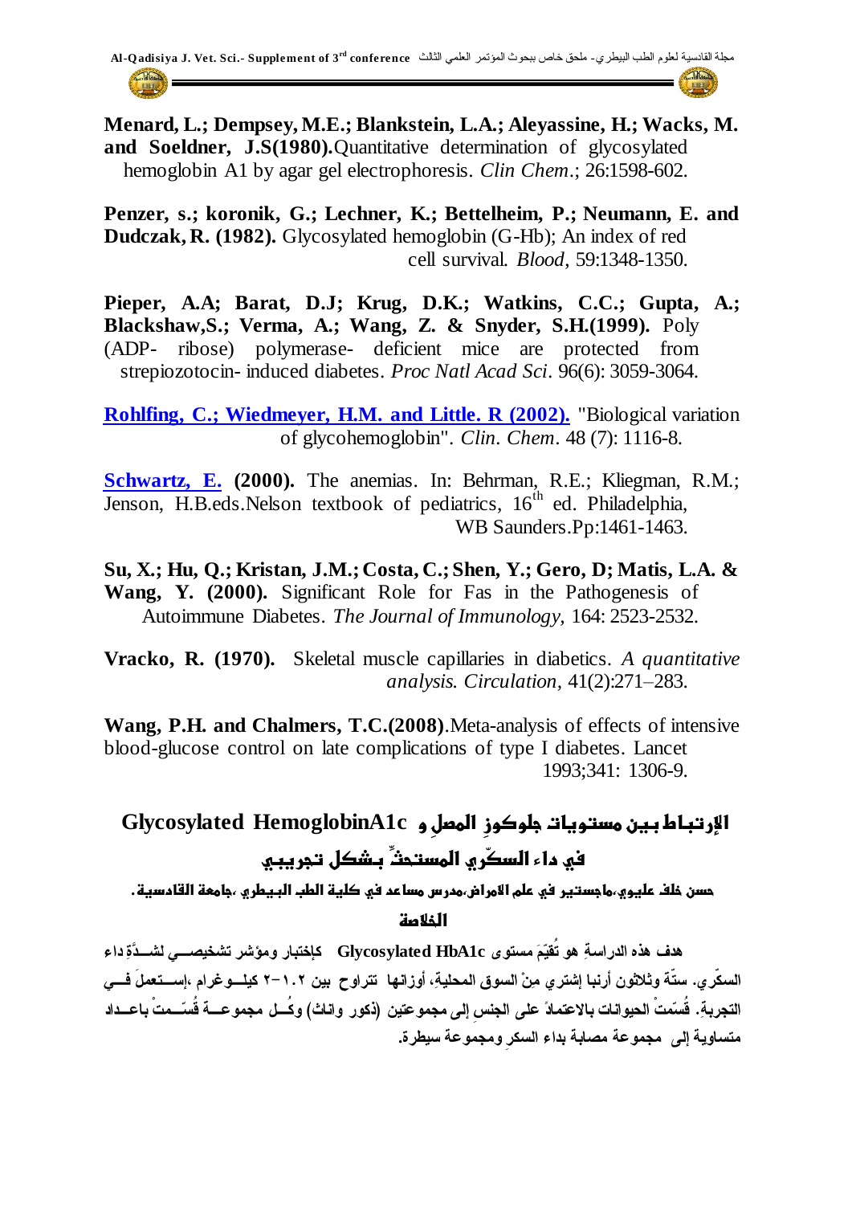**Menard, L.; Dempsey, M.E.; Blankstein, L.A.; Aleyassine, H.; Wacks, M. and Soeldner, J.S(1980).** Quantitative determination of glycosylated hemoglobin A1 by agar gel electrophoresis. *Clin Chem*.; 26:1598-602.

**Penzer, s.; koronik, G.; Lechner, K.; Bettelheim, P.; Neumann, E. and Dudczak, R. (1982).** Glycosylated hemoglobin (G-Hb); An index of red cell survival. *Blood*, 59:1348-1350.

**Pieper, A.A; Barat, D.J; Krug, D.K.; Watkins, C.C.; Gupta, A.; Blackshaw,S.; Verma, A.; Wang, Z. & Snyder, S.H.(1999).** Poly (ADP- ribose) polymerase- deficient mice are protected from strepiozotocin- induced diabetes. *Proc Natl Acad Sci*. 96(6): 3059-3064.

**Rohlfing, C.; Wiedmeyer, H.M. and Little. R (2002).** "Biological variation of glycohemoglobin". *Clin. Chem*. 48 (7): 1116-8.

**Schwartz, E. (2000).** The anemias. In: Behrman, R.E.; Kliegman, R.M.; Jenson, H.B.eds.Nelson textbook of pediatrics, 16th ed. Philadelphia, WB Saunders.Pp:1461-1463.

**Su, X.; Hu, Q.; Kristan, J.M.; Costa, C.; Shen, Y.; Gero, D; Matis, L.A. & Wang, Y. (2000).** Significant Role for Fas in the Pathogenesis of Autoimmune Diabetes. *The Journal of Immunology*, 164: 2523-2532.

**Vracko, R. (1970).** Skeletal muscle capillaries in diabetics. *A quantitative analysis. Circulation*, 41(2):271–283.

**Wang, P.H. and Chalmers, T.C.(2008)**.Meta-analysis of effects of intensive blood-glucose control on late complications of type I diabetes. Lancet 1993;341: 1306-9.

## الإرتباط بين مستويات جلوكوز المصل و Glycosylated HemoglobinA1c في داء السكّري المستحثّ بشكل تجريبي

**حسن خلف عليوي،ماجستير في علم الامراض،مدرس مساعد في كلية الطب البيطري ،جامعة القادسية.**

### الخلاصة

هدف هذه الدراسةِ هو تُقيّمَ مستوى Glycosylated HbA1c كإختبار ومؤشر تشخيصي لشدَّةِ داء السكّري. ستّة وثلاثون أرنبا إشتري منْ السوق المحليةِ، أوزانها تتراوح بين ١.٢-٢ كيلوغرام ،إستعملَ في التجربةِ. قُسّمتْ الحيوانات بالاعتمادَ على الجنسِ إلى مجموعتين (ذكور واناث) وكُل مجموعة قُسّمتْ باعداد متساوية إلى مجموعة مصابة بداء السكرِ ومجموعة سيطرة.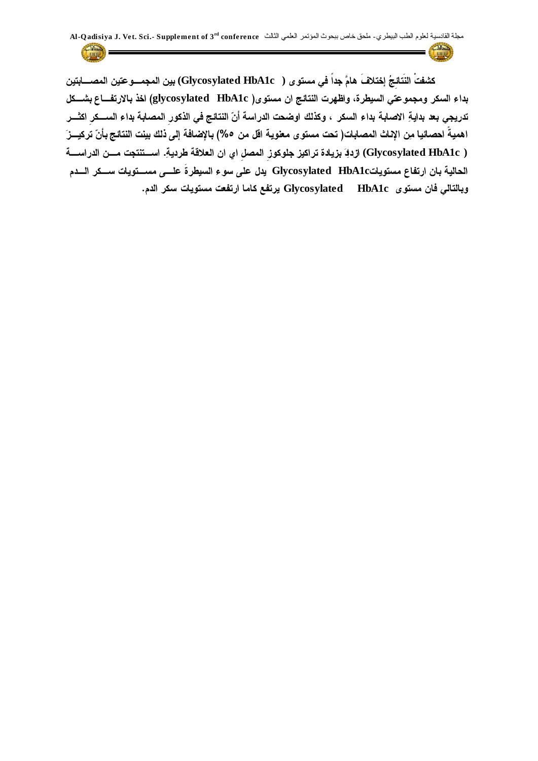**كشفتْ النَتائِجُ إختلافَ هامَّ جداً في مستوى ( Glycosylated HbA1c) بين المجمـــوعتين المصـــابتين بداء السكر ومجموعتي السيطرة، واظهرت النتائج ان مستوى( glycosylated HbA1c) اخذ بالارتفـــاع بشـــكل تدريجي بعد بدايةِ الاصابة بداء السكر ، وكذلك اوضحت الدراسة أنّ النتائج في الذكورِ المصابة بداء الســـكرِ اكثـــر اهميةً احصائيا مِن الإناث المصابات( تحت مستوى معنوية اقل من ٥%) بالإضافة إلى ذلك بينت النتائج بأنّ تركيـــزَ ( Glycosylated HbA1c) ازدادَ بزيادة تراكيز جلوكوزِ المصلِ اي ان العلاقة طرديةِ. اســـتنتجت مـــن الدراســـة الحالية بان ارتفاع مستوياتGlycosylated HbA1c يدل على سوء السيطرةَ علـــى مســـتويات ســـكر الـــدم وبالتالي فان مستوى HbA1c Glycosylated يرتفع كاما ارتفعت مستويات سكر الدم.**